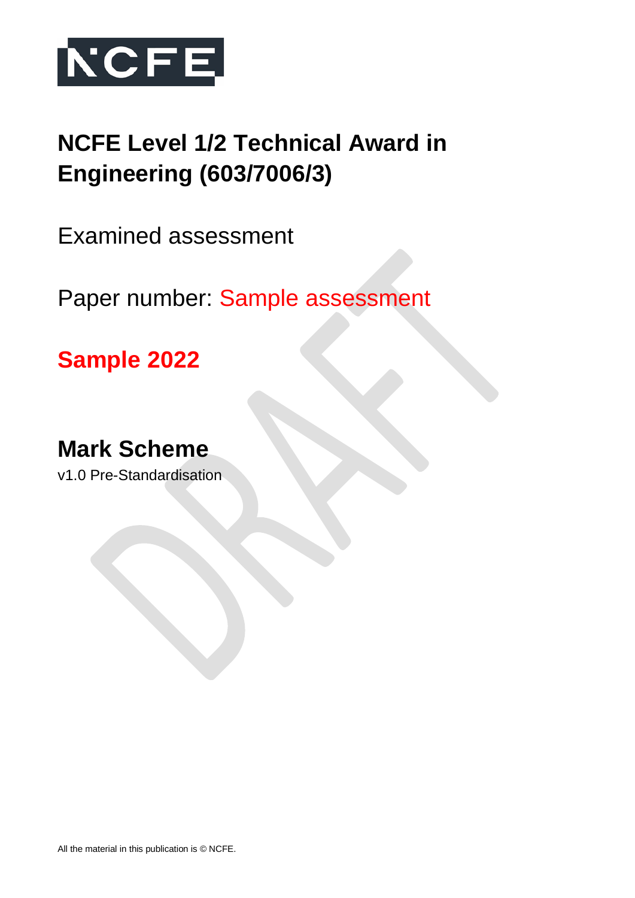NCFE

# NCFE Level 1/2 Technical Award in Engineering (603/7006/3)

Examined assessment

Paper number: Sample assessment

**Sample 2022**

## Mark Scheme

v1.0 Pre-Standardisation

All the material in this publication is © NCFE.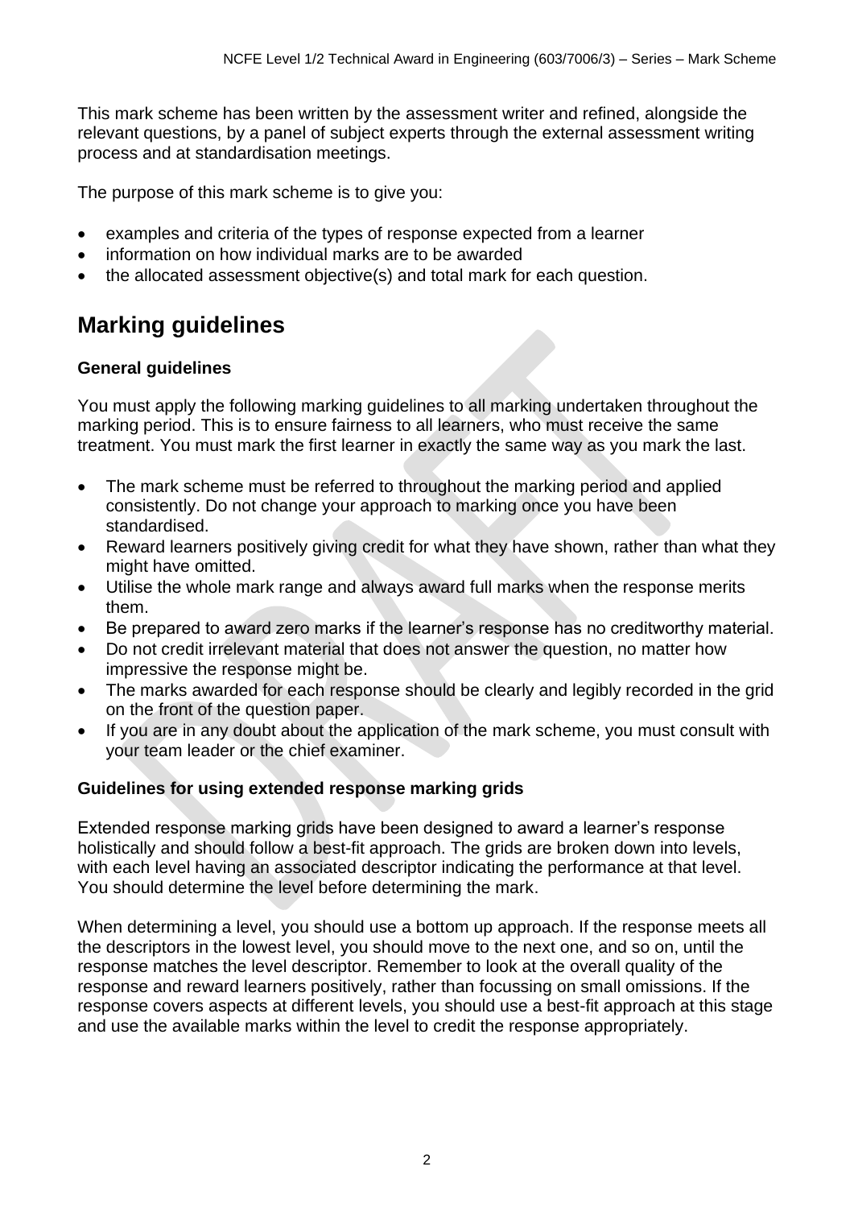This mark scheme has been written by the assessment writer and refined, alongside the relevant questions, by a panel of subject experts through the external assessment writing process and at standardisation meetings.

The purpose of this mark scheme is to give you:

- examples and criteria of the types of response expected from a learner
- information on how individual marks are to be awarded
- the allocated assessment objective(s) and total mark for each question.

# Marking guidelines

### General guidelines

You must apply the following marking guidelines to all marking undertaken throughout the marking period. This is to ensure fairness to all learners, who must receive the same treatment. You must mark the first learner in exactly the same way as you mark the last.

- The mark scheme must be referred to throughout the marking period and applied consistently. Do not change your approach to marking once you have been standardised.
- Reward learners positively giving credit for what they have shown, rather than what they might have omitted.
- Utilise the whole mark range and always award full marks when the response merits them.
- Be prepared to award zero marks if the learner's response has no creditworthy material.
- Do not credit irrelevant material that does not answer the question, no matter how impressive the response might be.
- The marks awarded for each response should be clearly and legibly recorded in the grid on the front of the question paper.
- If you are in any doubt about the application of the mark scheme, you must consult with your team leader or the chief examiner.

### Guidelines for using extended response marking grids

Extended response marking grids have been designed to award a learner's response holistically and should follow a best-fit approach. The grids are broken down into levels, with each level having an associated descriptor indicating the performance at that level. You should determine the level before determining the mark.

When determining a level, you should use a bottom up approach. If the response meets all the descriptors in the lowest level, you should move to the next one, and so on, until the response matches the level descriptor. Remember to look at the overall quality of the response and reward learners positively, rather than focussing on small omissions. If the response covers aspects at different levels, you should use a best-fit approach at this stage and use the available marks within the level to credit the response appropriately.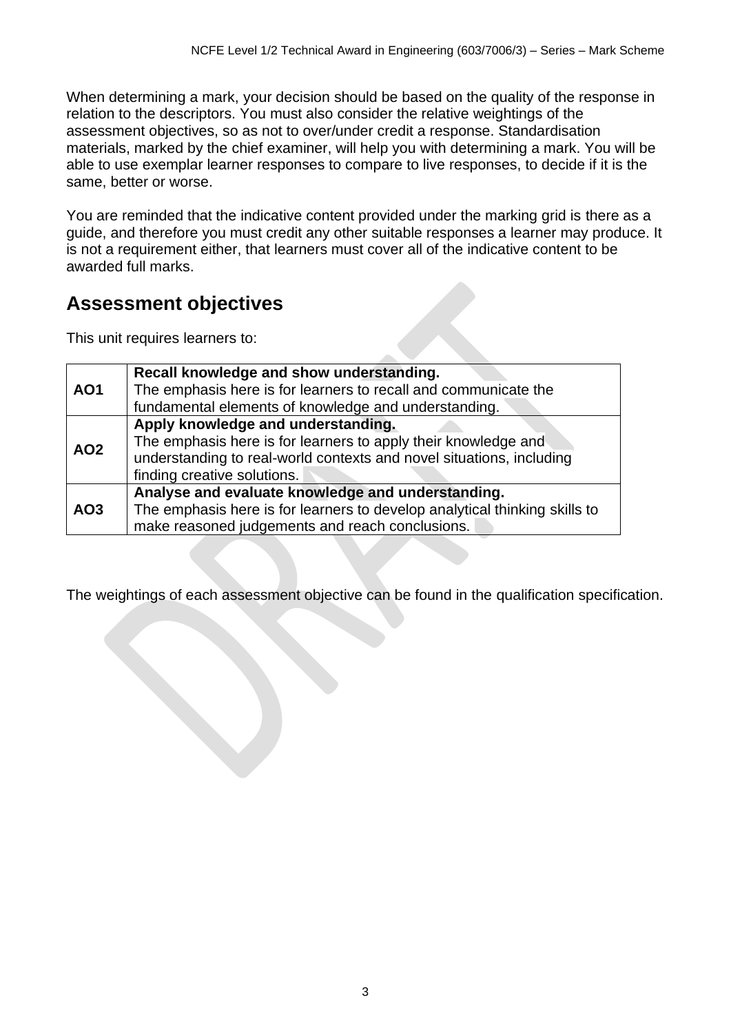When determining a mark, your decision should be based on the quality of the response in relation to the descriptors. You must also consider the relative weightings of the assessment objectives, so as not to over/under credit a response. Standardisation materials, marked by the chief examiner, will help you with determining a mark. You will be able to use exemplar learner responses to compare to live responses, to decide if it is the same, better or worse.

You are reminded that the indicative content provided under the marking grid is there as a guide, and therefore you must credit any other suitable responses a learner may produce. It is not a requirement either, that learners must cover all of the indicative content to be awarded full marks.

## Assessment objectives

This unit requires learners to:

| | |
|---|---|
| **AO1** | **Recall knowledge and show understanding.** The emphasis here is for learners to recall and communicate the fundamental elements of knowledge and understanding. |
| **AO2** | **Apply knowledge and understanding.** The emphasis here is for learners to apply their knowledge and understanding to real-world contexts and novel situations, including finding creative solutions. |
| **AO3** | **Analyse and evaluate knowledge and understanding.** The emphasis here is for learners to develop analytical thinking skills to make reasoned judgements and reach conclusions. |

The weightings of each assessment objective can be found in the qualification specification.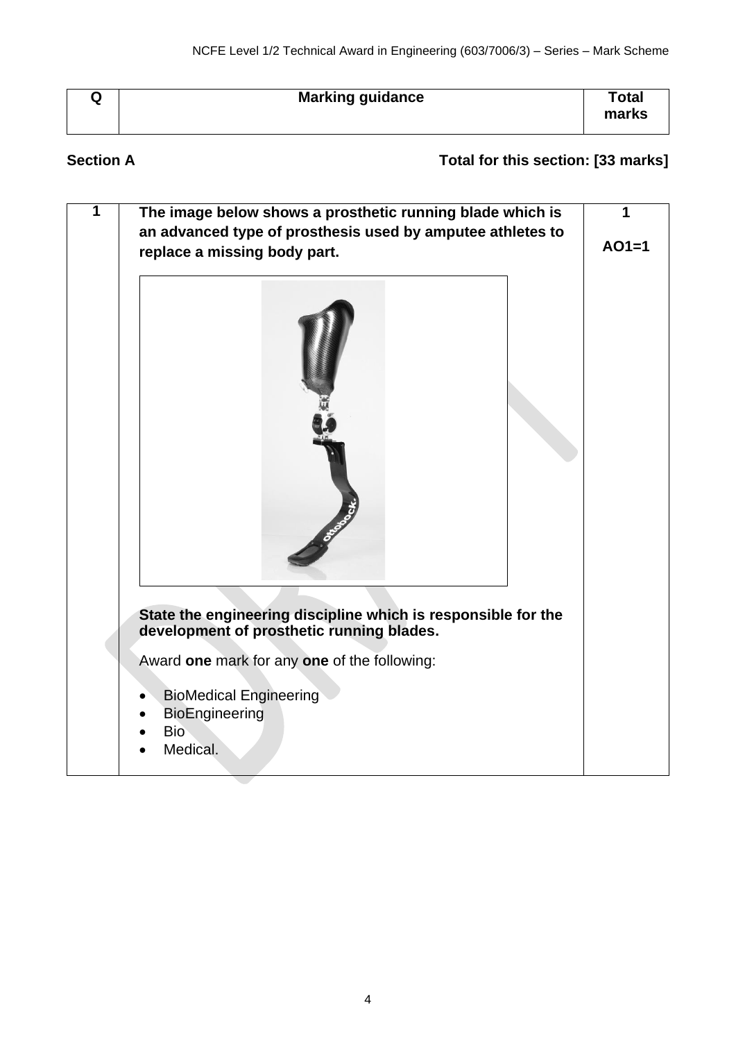| Q | Marking guidance | Total marks |
|---|---|---|

**Section A** **Total for this section: [33 marks]**

| | | |
|---|---|---|
| 1 | **The image below shows a prosthetic running blade which is an advanced type of prosthesis used by amputee athletes to replace a missing body part.**<br><br>**State the engineering discipline which is responsible for the development of prosthetic running blades.**<br><br>Award **one** mark for any **one** of the following:<br><br>• BioMedical Engineering<br>• BioEngineering<br>• Bio<br>• Medical. | 1<br><br>**AO1=1** |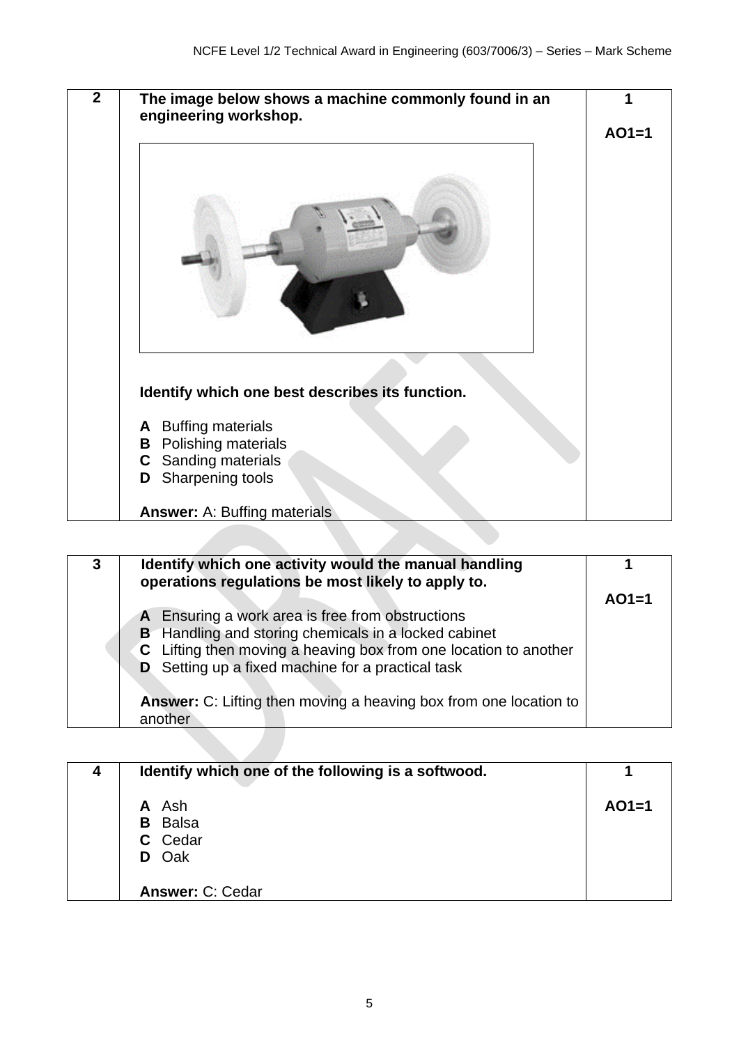| | | |
|---|---|---|
| **2** | **The image below shows a machine commonly found in an engineering workshop.**<br><br>**Identify which one best describes its function.**<br><br>**A** Buffing materials<br>**B** Polishing materials<br>**C** Sanding materials<br>**D** Sharpening tools<br><br>**Answer:** A: Buffing materials | **1**<br><br>**AO1=1** |

| | | |
|---|---|---|
| **3** | **Identify which one activity would the manual handling operations regulations be most likely to apply to.**<br><br>**A** Ensuring a work area is free from obstructions<br>**B** Handling and storing chemicals in a locked cabinet<br>**C** Lifting then moving a heaving box from one location to another<br>**D** Setting up a fixed machine for a practical task<br><br>**Answer:** C: Lifting then moving a heaving box from one location to another | **1**<br><br>**AO1=1** |

| | | |
|---|---|---|
| **4** | **Identify which one of the following is a softwood.**<br><br>**A** Ash<br>**B** Balsa<br>**C** Cedar<br>**D** Oak<br><br>**Answer:** C: Cedar | **1**<br><br>**AO1=1** |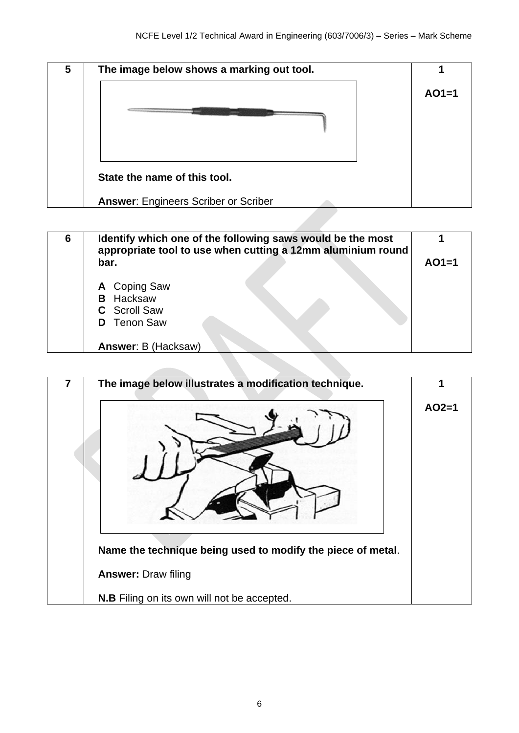| 5 | **The image below shows a marking out tool.**<br><br>**State the name of this tool.**<br><br>**Answer**: Engineers Scriber or Scriber | **1**<br><br>**AO1=1** |
|---|---|---|

| 6 | **Identify which one of the following saws would be the most appropriate tool to use when cutting a 12mm aluminium round bar.**<br><br>**A** Coping Saw<br>**B** Hacksaw<br>**C** Scroll Saw<br>**D** Tenon Saw<br><br>**Answer**: B (Hacksaw) | **1**<br><br>**AO1=1** |
|---|---|---|

| 7 | **The image below illustrates a modification technique.**<br><br>**Name the technique being used to modify the piece of metal**.<br><br>**Answer:** Draw filing<br><br>**N.B** Filing on its own will not be accepted. | **1**<br><br>**AO2=1** |
|---|---|---|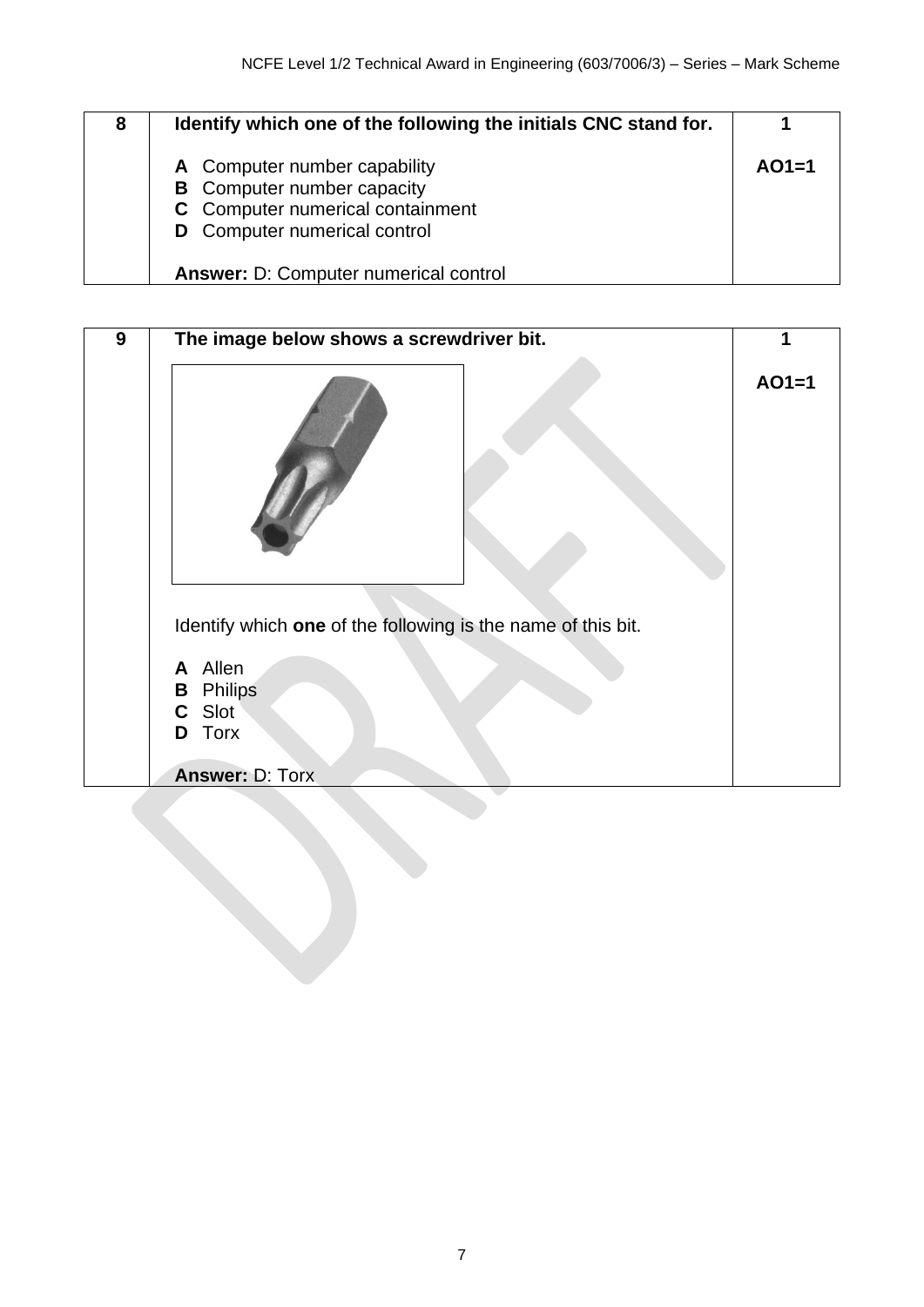| 8 | **Identify which one of the following the initials CNC stand for.** | **1** |
|---|---|---|
| | **A** Computer number capability<br>**B** Computer number capacity<br>**C** Computer numerical containment<br>**D** Computer numerical control<br><br>**Answer:** D: Computer numerical control | **AO1=1** |

| 9 | **The image below shows a screwdriver bit.** | **1** |
|---|---|---|
| | Identify which **one** of the following is the name of this bit.<br><br>**A** Allen<br>**B** Philips<br>**C** Slot<br>**D** Torx<br><br>**Answer:** D: Torx | **AO1=1** |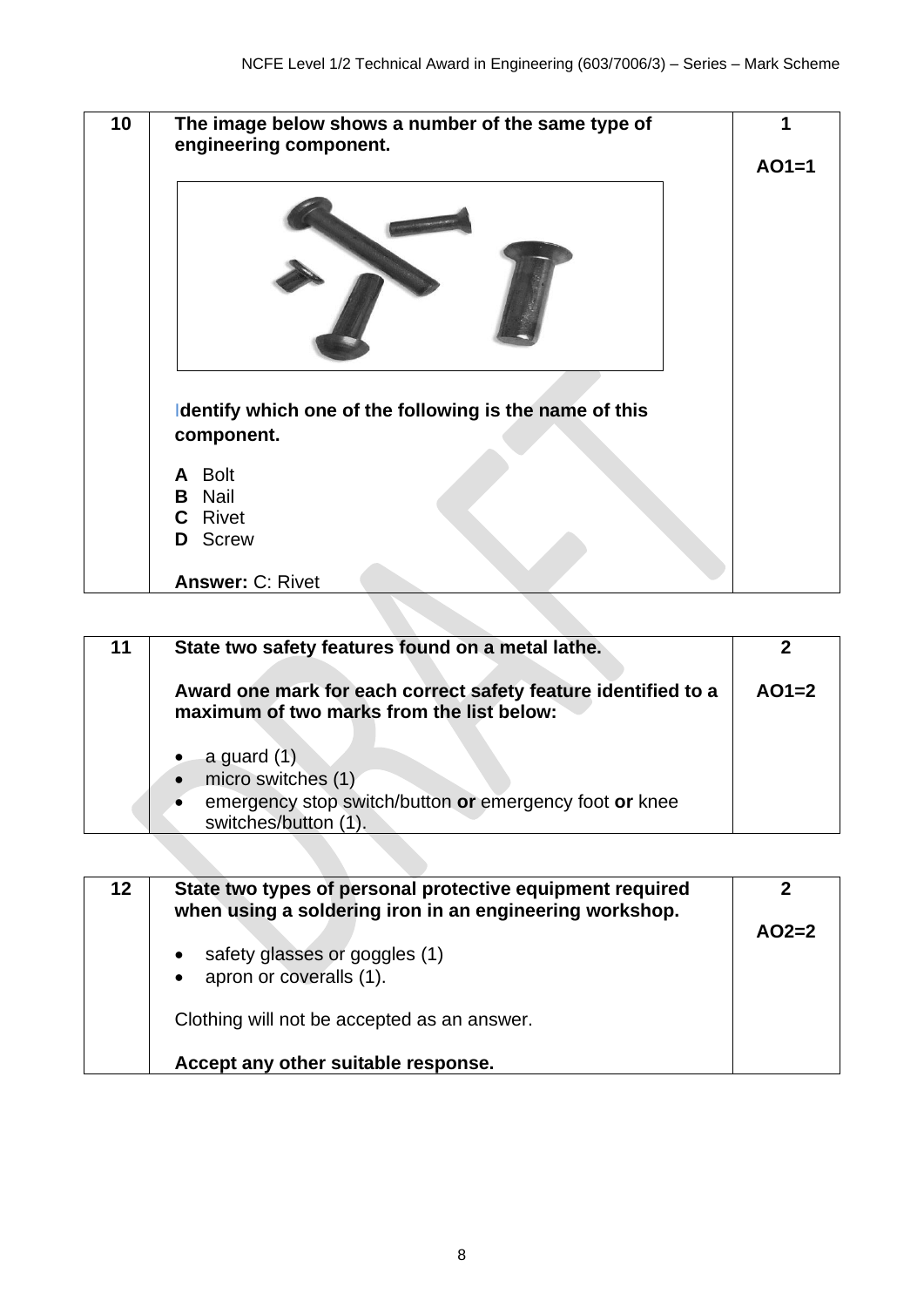| | | |
|---|---|---|
| **10** | **The image below shows a number of the same type of engineering component.**<br><br>**Identify which one of the following is the name of this component.**<br><br>**A** Bolt<br>**B** Nail<br>**C** Rivet<br>**D** Screw<br><br>**Answer:** C: Rivet | **1**<br><br>**AO1=1** |

| | | |
|---|---|---|
| **11** | **State two safety features found on a metal lathe.**<br><br>**Award one mark for each correct safety feature identified to a maximum of two marks from the list below:**<br><br>• a guard (1)<br>• micro switches (1)<br>• emergency stop switch/button **or** emergency foot **or** knee switches/button (1). | **2**<br><br>**AO1=2** |

| | | |
|---|---|---|
| **12** | **State two types of personal protective equipment required when using a soldering iron in an engineering workshop.**<br><br>• safety glasses or goggles (1)<br>• apron or coveralls (1).<br><br>Clothing will not be accepted as an answer.<br><br>**Accept any other suitable response.** | **2**<br><br>**AO2=2** |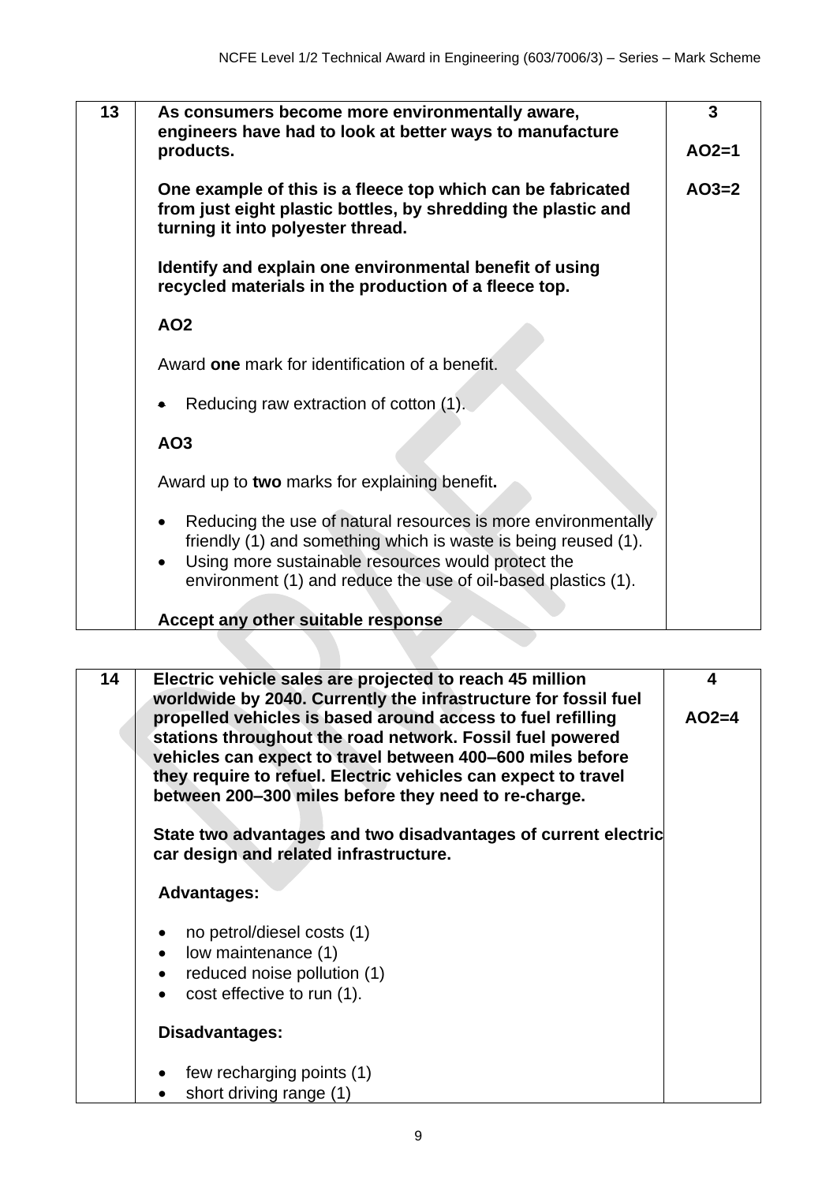| | | |
|---|---|---|
| 13 | **As consumers become more environmentally aware, engineers have had to look at better ways to manufacture products.**<br><br>**One example of this is a fleece top which can be fabricated from just eight plastic bottles, by shredding the plastic and turning it into polyester thread.**<br><br>**Identify and explain one environmental benefit of using recycled materials in the production of a fleece top.**<br><br>**AO2**<br><br>Award **one** mark for identification of a benefit.<br><br>• Reducing raw extraction of cotton (1).<br><br>**AO3**<br><br>Award up to **two** marks for explaining benefit**.**<br><br>• Reducing the use of natural resources is more environmentally friendly (1) and something which is waste is being reused (1).<br>• Using more sustainable resources would protect the environment (1) and reduce the use of oil-based plastics (1).<br><br>**Accept any other suitable response** | **3**<br><br>**AO2=1**<br><br>**AO3=2** |

| | | |
|---|---|---|
| 14 | **Electric vehicle sales are projected to reach 45 million worldwide by 2040. Currently the infrastructure for fossil fuel propelled vehicles is based around access to fuel refilling stations throughout the road network. Fossil fuel powered vehicles can expect to travel between 400–600 miles before they require to refuel. Electric vehicles can expect to travel between 200–300 miles before they need to re-charge.**<br><br>**State two advantages and two disadvantages of current electric car design and related infrastructure.**<br><br>**Advantages:**<br><br>• no petrol/diesel costs (1)<br>• low maintenance (1)<br>• reduced noise pollution (1)<br>• cost effective to run (1).<br><br>**Disadvantages:**<br><br>• few recharging points (1)<br>• short driving range (1) | **4**<br><br>**AO2=4** |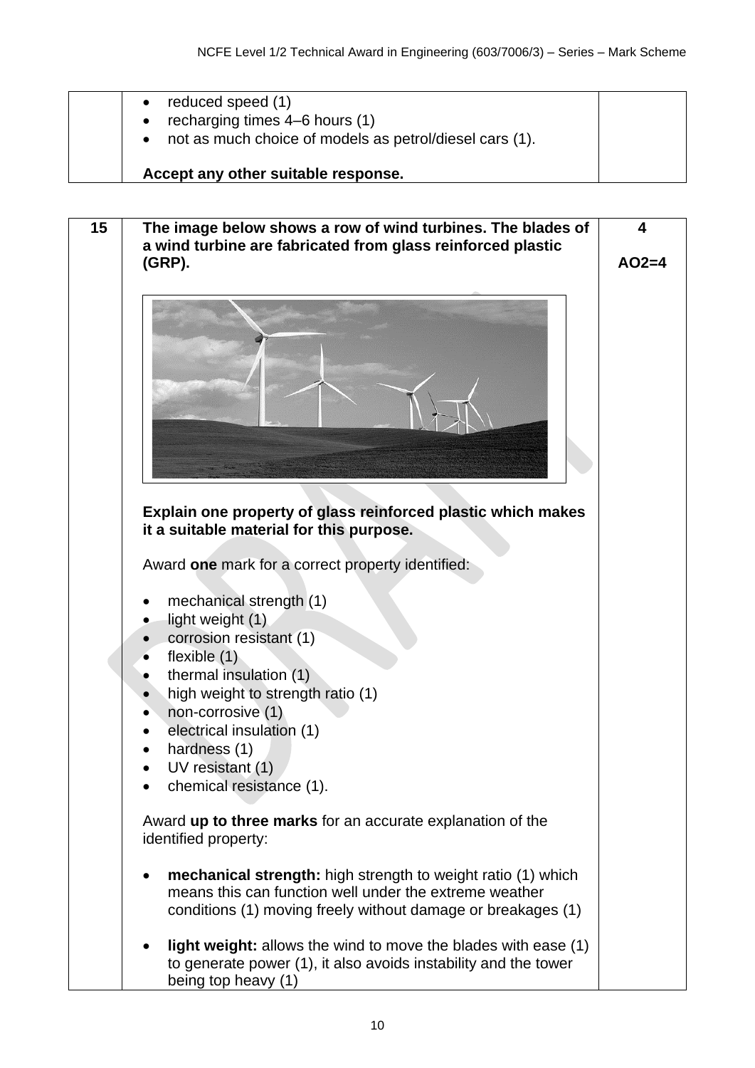| | | |
|---|---|---|
| | • reduced speed (1)<br>• recharging times 4–6 hours (1)<br>• not as much choice of models as petrol/diesel cars (1).<br><br>**Accept any other suitable response.** | |

| | | |
|---|---|---|
| **15** | **The image below shows a row of wind turbines. The blades of a wind turbine are fabricated from glass reinforced plastic (GRP).**<br><br>**Explain one property of glass reinforced plastic which makes it a suitable material for this purpose.**<br><br>Award **one** mark for a correct property identified:<br><br>• mechanical strength (1)<br>• light weight (1)<br>• corrosion resistant (1)<br>• flexible (1)<br>• thermal insulation (1)<br>• high weight to strength ratio (1)<br>• non-corrosive (1)<br>• electrical insulation (1)<br>• hardness (1)<br>• UV resistant (1)<br>• chemical resistance (1).<br><br>Award **up to three marks** for an accurate explanation of the identified property:<br><br>• **mechanical strength:** high strength to weight ratio (1) which means this can function well under the extreme weather conditions (1) moving freely without damage or breakages (1)<br><br>• **light weight:** allows the wind to move the blades with ease (1) to generate power (1), it also avoids instability and the tower being top heavy (1) | **4**<br><br>**AO2=4** |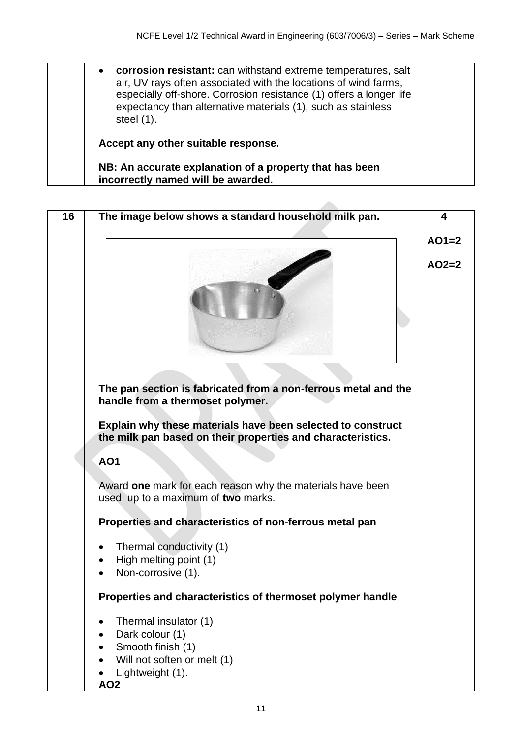| | | |
|---|---|---|
| | • **corrosion resistant:** can withstand extreme temperatures, salt air, UV rays often associated with the locations of wind farms, especially off-shore. Corrosion resistance (1) offers a longer life expectancy than alternative materials (1), such as stainless steel (1).<br><br>**Accept any other suitable response.**<br><br>**NB: An accurate explanation of a property that has been incorrectly named will be awarded.** | |

| | | |
|---|---|---|
| **16** | **The image below shows a standard household milk pan.**<br><br>**The pan section is fabricated from a non-ferrous metal and the handle from a thermoset polymer.**<br><br>**Explain why these materials have been selected to construct the milk pan based on their properties and characteristics.**<br><br>**AO1**<br><br>Award **one** mark for each reason why the materials have been used, up to a maximum of **two** marks.<br><br>**Properties and characteristics of non-ferrous metal pan**<br><br>• Thermal conductivity (1)<br>• High melting point (1)<br>• Non-corrosive (1).<br><br>**Properties and characteristics of thermoset polymer handle**<br><br>• Thermal insulator (1)<br>• Dark colour (1)<br>• Smooth finish (1)<br>• Will not soften or melt (1)<br>• Lightweight (1).<br><br>**AO2** | **4**<br><br>**AO1=2**<br><br>**AO2=2** |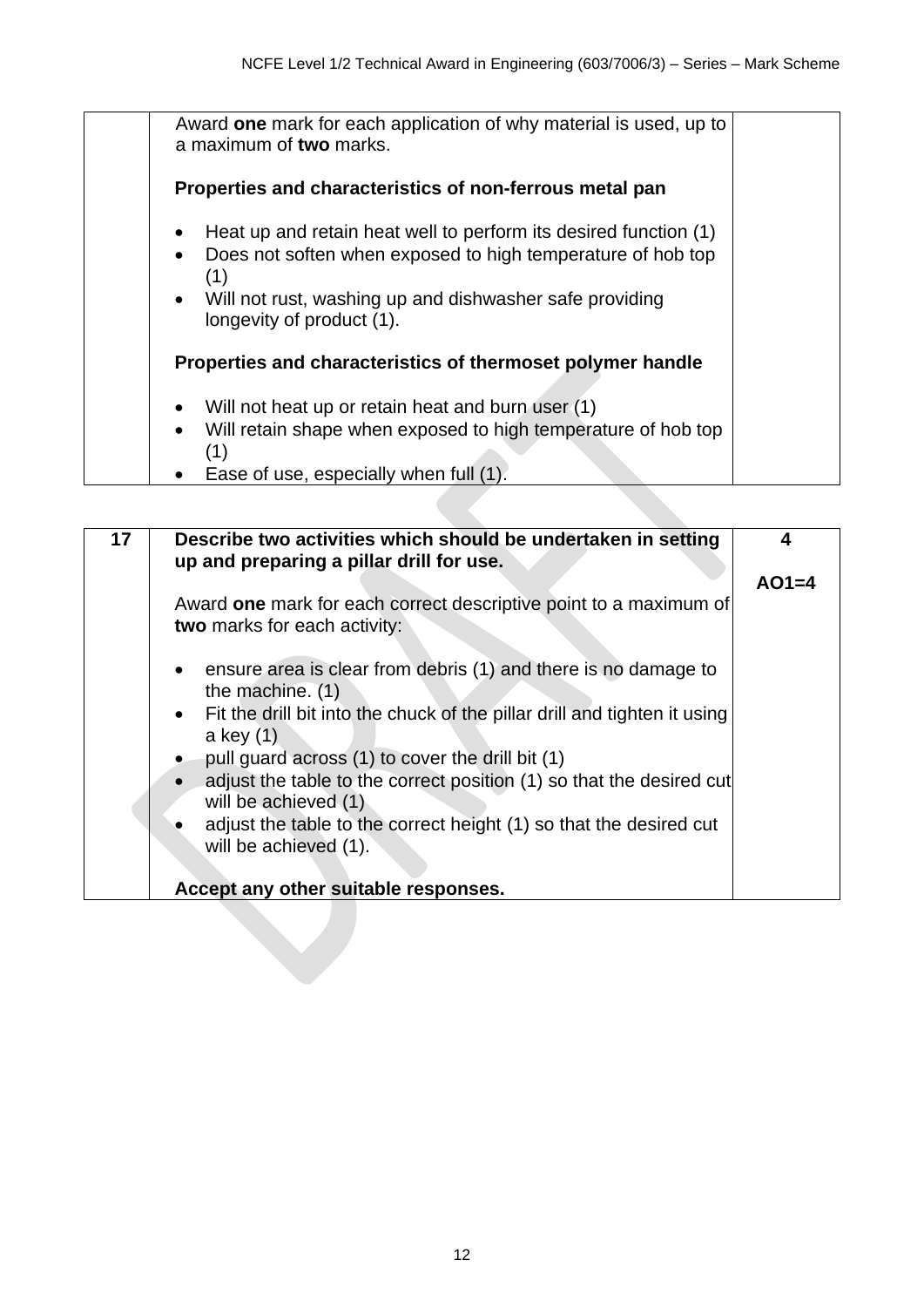| | | |
|---|---|---|
| | Award **one** mark for each application of why material is used, up to a maximum of **two** marks.<br><br>**Properties and characteristics of non-ferrous metal pan**<br><br>• Heat up and retain heat well to perform its desired function (1)<br>• Does not soften when exposed to high temperature of hob top (1)<br>• Will not rust, washing up and dishwasher safe providing longevity of product (1).<br><br>**Properties and characteristics of thermoset polymer handle**<br><br>• Will not heat up or retain heat and burn user (1)<br>• Will retain shape when exposed to high temperature of hob top (1)<br>• Ease of use, especially when full (1). | |

| | | |
|---|---|---|
| **17** | **Describe two activities which should be undertaken in setting up and preparing a pillar drill for use.**<br><br>Award **one** mark for each correct descriptive point to a maximum of **two** marks for each activity:<br><br>• ensure area is clear from debris (1) and there is no damage to the machine. (1)<br>• Fit the drill bit into the chuck of the pillar drill and tighten it using a key (1)<br>• pull guard across (1) to cover the drill bit (1)<br>• adjust the table to the correct position (1) so that the desired cut will be achieved (1)<br>• adjust the table to the correct height (1) so that the desired cut will be achieved (1).<br><br>**Accept any other suitable responses.** | **4**<br><br>**AO1=4** |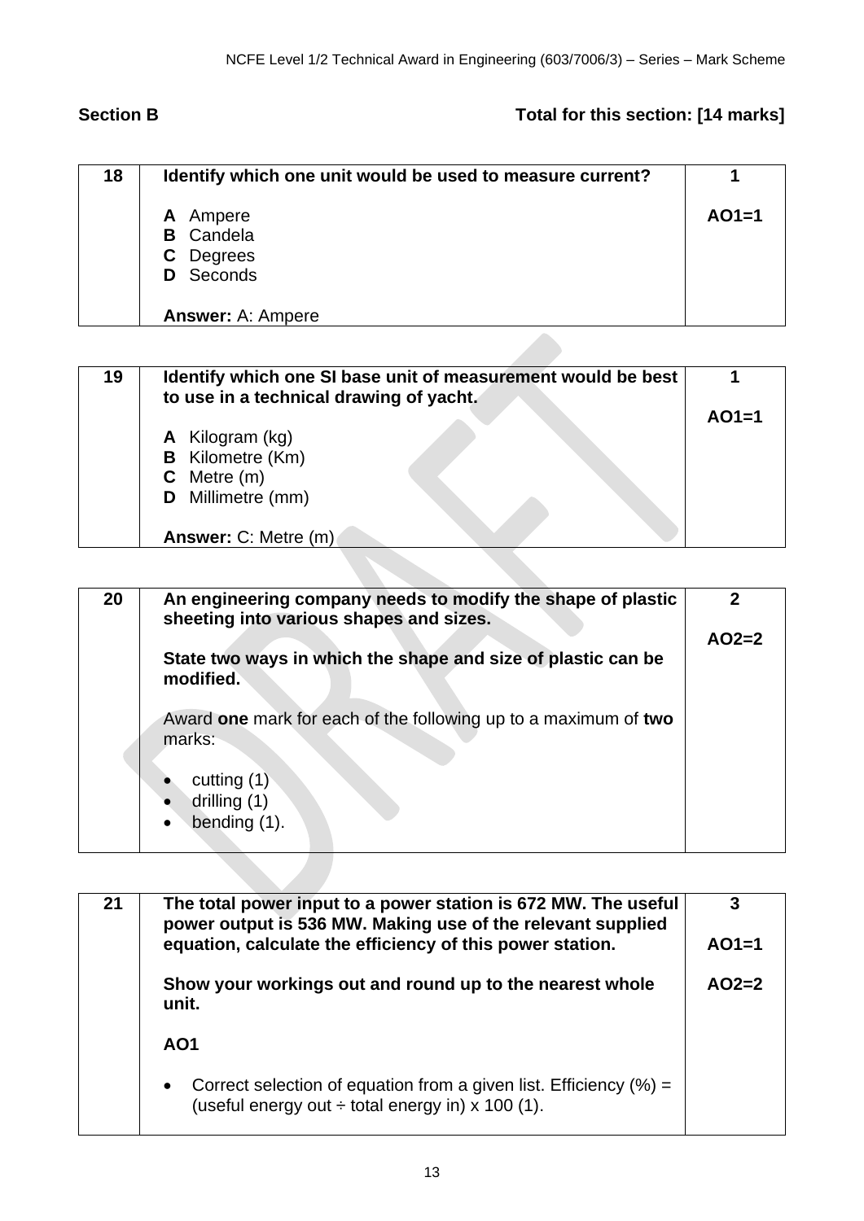## Section B

**Total for this section: [14 marks]**

| 18 | **Identify which one unit would be used to measure current?**<br><br>**A** Ampere<br>**B** Candela<br>**C** Degrees<br>**D** Seconds<br><br>**Answer:** A: Ampere | **1**<br><br>**AO1=1** |
|---|---|---|

| 19 | **Identify which one SI base unit of measurement would be best to use in a technical drawing of yacht.**<br><br>**A** Kilogram (kg)<br>**B** Kilometre (Km)<br>**C** Metre (m)<br>**D** Millimetre (mm)<br><br>**Answer:** C: Metre (m) | **1**<br><br>**AO1=1** |
|---|---|---|

| 20 | **An engineering company needs to modify the shape of plastic sheeting into various shapes and sizes.**<br><br>**State two ways in which the shape and size of plastic can be modified.**<br><br>Award **one** mark for each of the following up to a maximum of **two** marks:<br><br>• cutting (1)<br>• drilling (1)<br>• bending (1). | **2**<br><br>**AO2=2** |
|---|---|---|

| 21 | **The total power input to a power station is 672 MW. The useful power output is 536 MW. Making use of the relevant supplied equation, calculate the efficiency of this power station.**<br><br>**Show your workings out and round up to the nearest whole unit.**<br><br>**AO1**<br><br>• Correct selection of equation from a given list. Efficiency (%) = (useful energy out ÷ total energy in) x 100 (1). | **3**<br><br>**AO1=1**<br><br>**AO2=2** |
|---|---|---|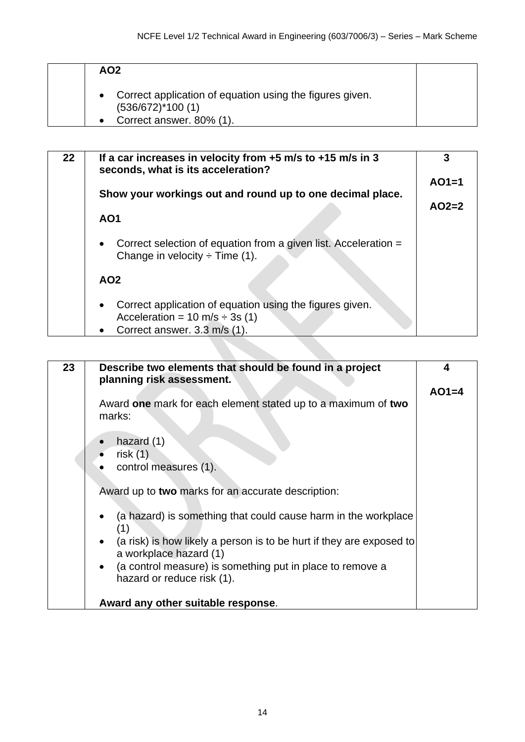| | | |
|---|---|---|
| | **AO2**<br><br>• Correct application of equation using the figures given. (536/672)*100 (1)<br>• Correct answer. 80% (1). | |

| | | |
|---|---|---|
| **22** | **If a car increases in velocity from +5 m/s to +15 m/s in 3 seconds, what is its acceleration?**<br><br>**Show your workings out and round up to one decimal place.**<br><br>**AO1**<br><br>• Correct selection of equation from a given list. Acceleration = Change in velocity ÷ Time (1).<br><br>**AO2**<br><br>• Correct application of equation using the figures given. Acceleration = 10 m/s ÷ 3s (1)<br>• Correct answer. 3.3 m/s (1). | **3**<br><br>**AO1=1**<br><br>**AO2=2** |

| | | |
|---|---|---|
| **23** | **Describe two elements that should be found in a project planning risk assessment.**<br><br>Award **one** mark for each element stated up to a maximum of **two** marks:<br><br>• hazard (1)<br>• risk (1)<br>• control measures (1).<br><br>Award up to **two** marks for an accurate description:<br><br>• (a hazard) is something that could cause harm in the workplace (1)<br>• (a risk) is how likely a person is to be hurt if they are exposed to a workplace hazard (1)<br>• (a control measure) is something put in place to remove a hazard or reduce risk (1).<br><br>**Award any other suitable response**. | **4**<br><br>**AO1=4** |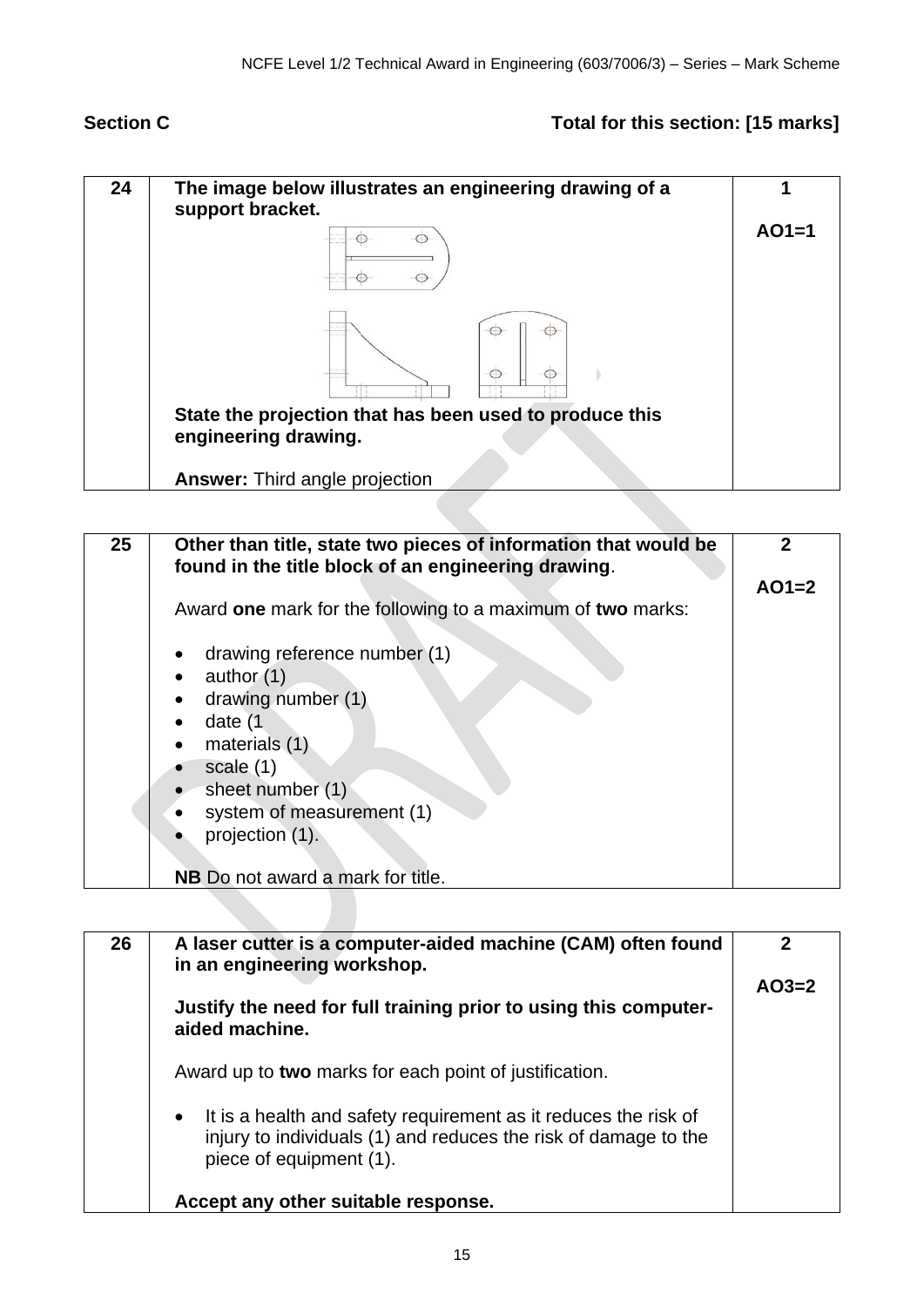## Section C

**Total for this section: [15 marks]**

| 24 | **The image below illustrates an engineering drawing of a support bracket.**<br><br>**State the projection that has been used to produce this engineering drawing.**<br><br>**Answer:** Third angle projection | **1**<br><br>**AO1=1** |
|---|---|---|

| 25 | **Other than title, state two pieces of information that would be found in the title block of an engineering drawing**.<br><br>Award **one** mark for the following to a maximum of **two** marks:<br><br>• drawing reference number (1)<br>• author (1)<br>• drawing number (1)<br>• date (1<br>• materials (1)<br>• scale (1)<br>• sheet number (1)<br>• system of measurement (1)<br>• projection (1).<br><br>**NB** Do not award a mark for title. | **2**<br><br>**AO1=2** |
|---|---|---|

| 26 | **A laser cutter is a computer-aided machine (CAM) often found in an engineering workshop.**<br><br>**Justify the need for full training prior to using this computer-aided machine.**<br><br>Award up to **two** marks for each point of justification.<br><br>• It is a health and safety requirement as it reduces the risk of injury to individuals (1) and reduces the risk of damage to the piece of equipment (1).<br><br>**Accept any other suitable response.** | **2**<br><br>**AO3=2** |
|---|---|---|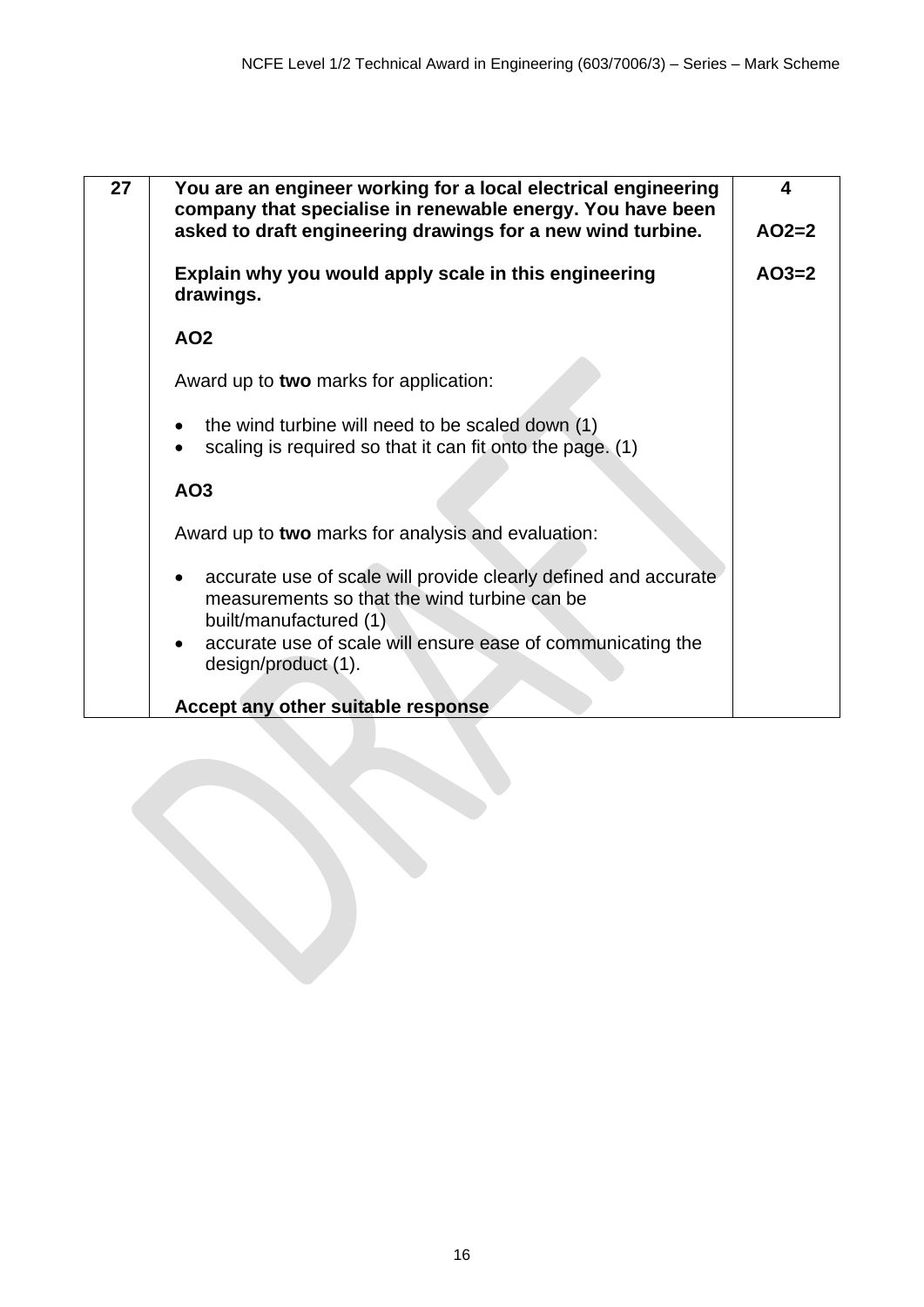| 27 | **You are an engineer working for a local electrical engineering company that specialise in renewable energy. You have been asked to draft engineering drawings for a new wind turbine.**<br><br>**Explain why you would apply scale in this engineering drawings.**<br><br>**AO2**<br><br>Award up to **two** marks for application:<br><br>• the wind turbine will need to be scaled down (1)<br>• scaling is required so that it can fit onto the page. (1)<br><br>**AO3**<br><br>Award up to **two** marks for analysis and evaluation:<br><br>• accurate use of scale will provide clearly defined and accurate measurements so that the wind turbine can be built/manufactured (1)<br>• accurate use of scale will ensure ease of communicating the design/product (1).<br><br>**Accept any other suitable response** | **4**<br><br>**AO2=2**<br><br>**AO3=2** |
|---|---|---|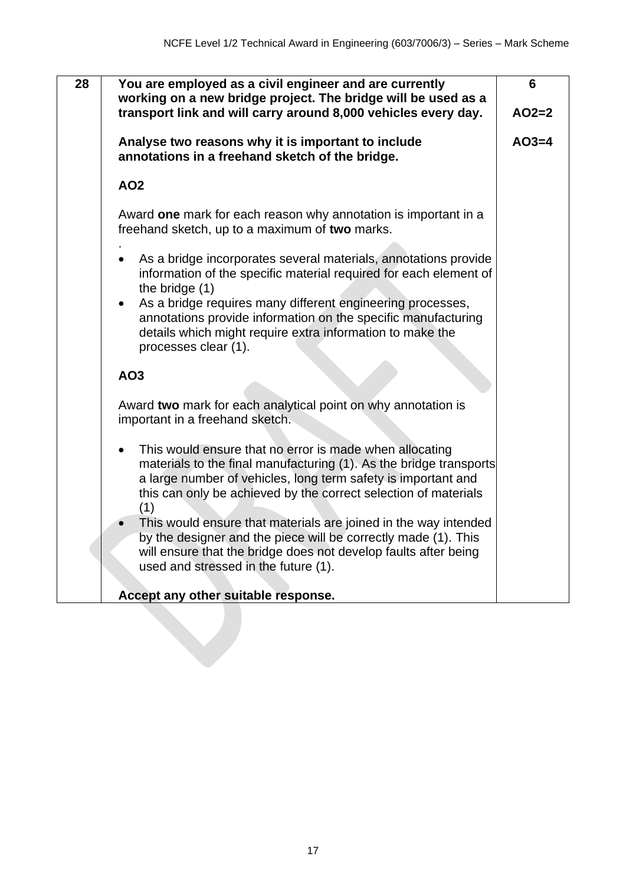| | | |
|---|---|---|
| **28** | **You are employed as a civil engineer and are currently working on a new bridge project. The bridge will be used as a transport link and will carry around 8,000 vehicles every day.**<br><br>**Analyse two reasons why it is important to include annotations in a freehand sketch of the bridge.**<br><br>**AO2**<br><br>Award **one** mark for each reason why annotation is important in a freehand sketch, up to a maximum of **two** marks.<br>.<br>• As a bridge incorporates several materials, annotations provide information of the specific material required for each element of the bridge (1)<br>• As a bridge requires many different engineering processes, annotations provide information on the specific manufacturing details which might require extra information to make the processes clear (1).<br><br>**AO3**<br><br>Award **two** mark for each analytical point on why annotation is important in a freehand sketch.<br><br>• This would ensure that no error is made when allocating materials to the final manufacturing (1). As the bridge transports a large number of vehicles, long term safety is important and this can only be achieved by the correct selection of materials (1)<br>• This would ensure that materials are joined in the way intended by the designer and the piece will be correctly made (1). This will ensure that the bridge does not develop faults after being used and stressed in the future (1).<br><br>**Accept any other suitable response.** | **6**<br><br>**AO2=2**<br><br>**AO3=4** |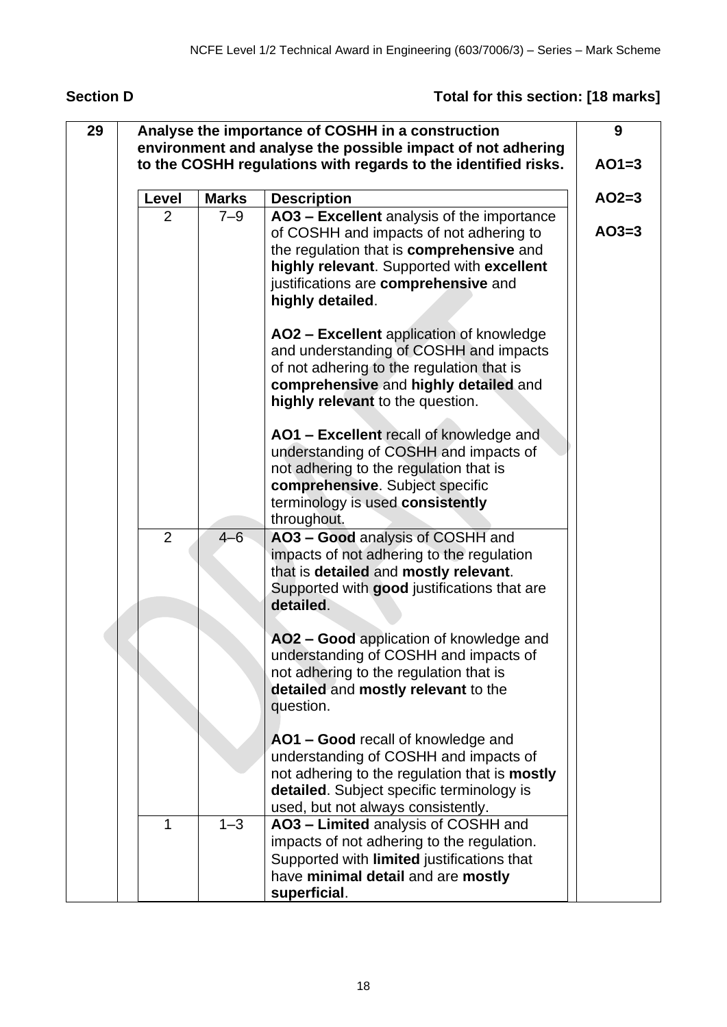## Section D

**Total for this section: [18 marks]**

| 29 | **Analyse the importance of COSHH in a construction environment and analyse the possible impact of not adhering to the COSHH regulations with regards to the identified risks.** | | | **9** |
|---|---|---|---|---|
| | **Level** | **Marks** | **Description** | **AO1=3** **AO2=3** **AO3=3** |
| | 2 | 7–9 | **AO3 – Excellent** analysis of the importance of COSHH and impacts of not adhering to the regulation that is **comprehensive** and **highly relevant**. Supported with **excellent** justifications are **comprehensive** and **highly detailed**.<br><br>**AO2 – Excellent** application of knowledge and understanding of COSHH and impacts of not adhering to the regulation that is **comprehensive** and **highly detailed** and **highly relevant** to the question.<br><br>**AO1 – Excellent** recall of knowledge and understanding of COSHH and impacts of not adhering to the regulation that is **comprehensive**. Subject specific terminology is used **consistently** throughout. | |
| | 2 | 4–6 | **AO3 – Good** analysis of COSHH and impacts of not adhering to the regulation that is **detailed** and **mostly relevant**. Supported with **good** justifications that are **detailed**.<br><br>**AO2 – Good** application of knowledge and understanding of COSHH and impacts of not adhering to the regulation that is **detailed** and **mostly relevant** to the question.<br><br>**AO1 – Good** recall of knowledge and understanding of COSHH and impacts of not adhering to the regulation that is **mostly detailed**. Subject specific terminology is used, but not always consistently. | |
| | 1 | 1–3 | **AO3 – Limited** analysis of COSHH and impacts of not adhering to the regulation. Supported with **limited** justifications that have **minimal detail** and are **mostly superficial**. | |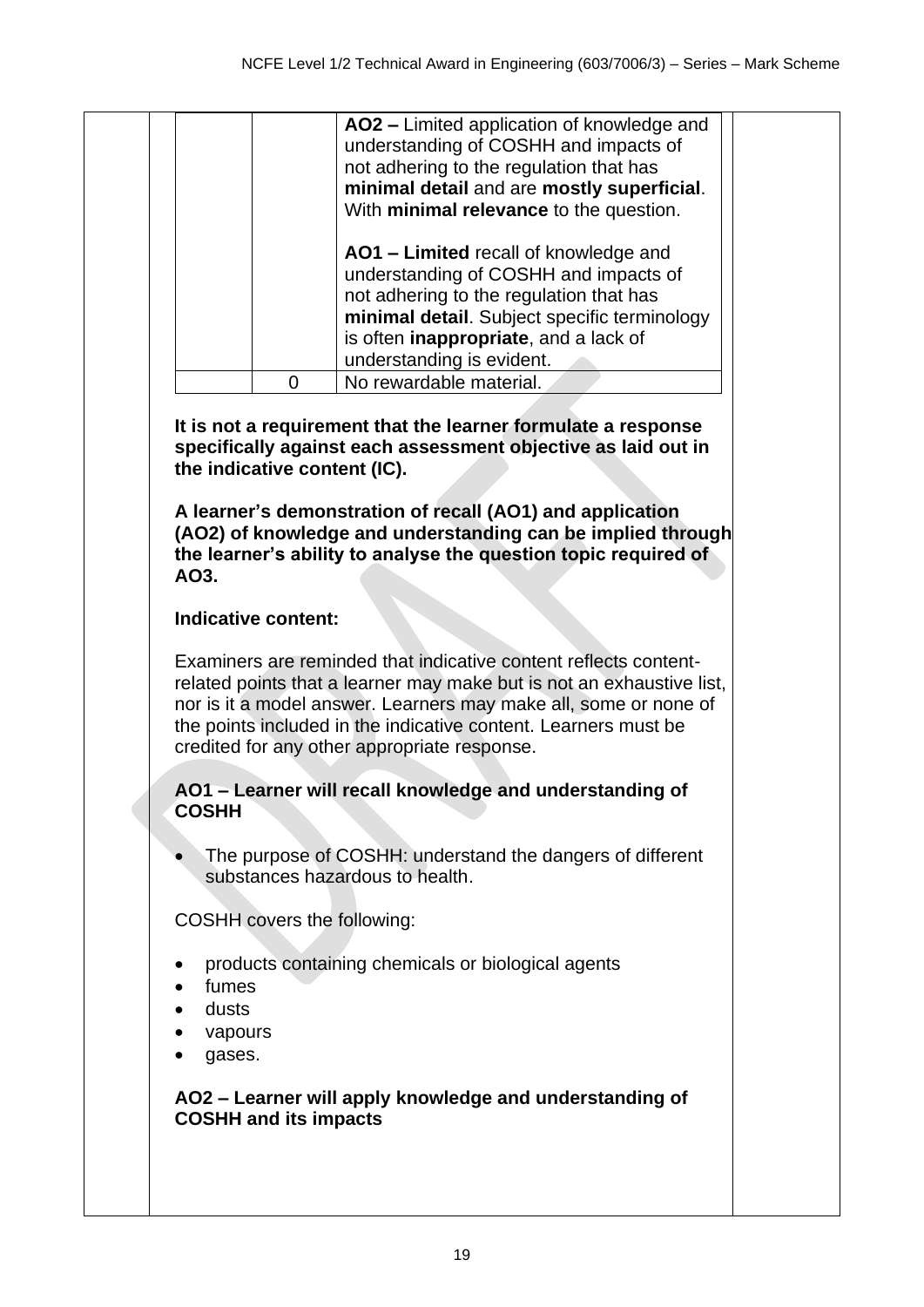| | | |
|---|---|---|
| | | **AO2 –** Limited application of knowledge and understanding of COSHH and impacts of not adhering to the regulation that has **minimal detail** and are **mostly superficial**. With **minimal relevance** to the question.<br><br>**AO1 – Limited** recall of knowledge and understanding of COSHH and impacts of not adhering to the regulation that has **minimal detail**. Subject specific terminology is often **inappropriate**, and a lack of understanding is evident. |
| | 0 | No rewardable material. |

**It is not a requirement that the learner formulate a response specifically against each assessment objective as laid out in the indicative content (IC).**

**A learner's demonstration of recall (AO1) and application (AO2) of knowledge and understanding can be implied through the learner's ability to analyse the question topic required of AO3.**

**Indicative content:**

Examiners are reminded that indicative content reflects content-related points that a learner may make but is not an exhaustive list, nor is it a model answer. Learners may make all, some or none of the points included in the indicative content. Learners must be credited for any other appropriate response.

**AO1 – Learner will recall knowledge and understanding of COSHH**

- The purpose of COSHH: understand the dangers of different substances hazardous to health.

COSHH covers the following:

- products containing chemicals or biological agents
- fumes
- dusts
- vapours
- gases.

**AO2 – Learner will apply knowledge and understanding of COSHH and its impacts**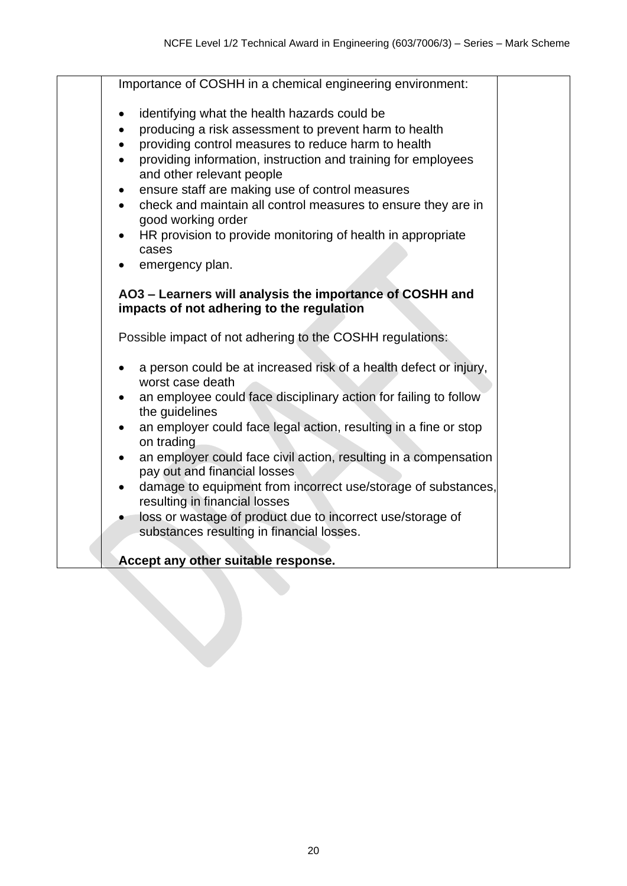| | | |
|---|---|---|
| | Importance of COSHH in a chemical engineering environment:<br><br>• identifying what the health hazards could be<br>• producing a risk assessment to prevent harm to health<br>• providing control measures to reduce harm to health<br>• providing information, instruction and training for employees and other relevant people<br>• ensure staff are making use of control measures<br>• check and maintain all control measures to ensure they are in good working order<br>• HR provision to provide monitoring of health in appropriate cases<br>• emergency plan.<br><br>**AO3 – Learners will analysis the importance of COSHH and impacts of not adhering to the regulation**<br><br>Possible impact of not adhering to the COSHH regulations:<br><br>• a person could be at increased risk of a health defect or injury, worst case death<br>• an employee could face disciplinary action for failing to follow the guidelines<br>• an employer could face legal action, resulting in a fine or stop on trading<br>• an employer could face civil action, resulting in a compensation pay out and financial losses<br>• damage to equipment from incorrect use/storage of substances, resulting in financial losses<br>• loss or wastage of product due to incorrect use/storage of substances resulting in financial losses.<br><br>**Accept any other suitable response.** | |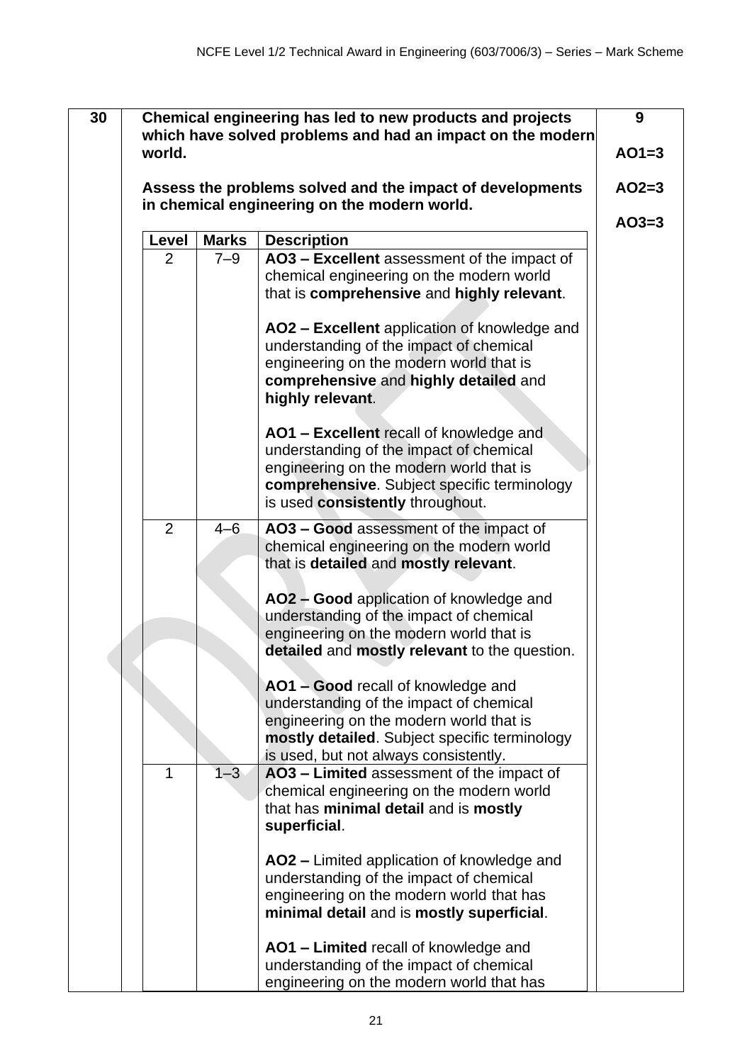| 30 | **Chemical engineering has led to new products and projects which have solved problems and had an impact on the modern world.**<br><br>**Assess the problems solved and the impact of developments in chemical engineering on the modern world.** | **9**<br><br>**AO1=3**<br><br>**AO2=3**<br><br>**AO3=3** |
|---|---|---|

| Level | Marks | Description |
|---|---|---|
| 2 | 7–9 | **AO3 – Excellent** assessment of the impact of chemical engineering on the modern world that is **comprehensive** and **highly relevant**.<br><br>**AO2 – Excellent** application of knowledge and understanding of the impact of chemical engineering on the modern world that is **comprehensive** and **highly detailed** and **highly relevant**.<br><br>**AO1 – Excellent** recall of knowledge and understanding of the impact of chemical engineering on the modern world that is **comprehensive**. Subject specific terminology is used **consistently** throughout. |
| 2 | 4–6 | **AO3 – Good** assessment of the impact of chemical engineering on the modern world that is **detailed** and **mostly relevant**.<br><br>**AO2 – Good** application of knowledge and understanding of the impact of chemical engineering on the modern world that is **detailed** and **mostly relevant** to the question.<br><br>**AO1 – Good** recall of knowledge and understanding of the impact of chemical engineering on the modern world that is **mostly detailed**. Subject specific terminology is used, but not always consistently. |
| 1 | 1–3 | **AO3 – Limited** assessment of the impact of chemical engineering on the modern world that has **minimal detail** and is **mostly superficial**.<br><br>**AO2 –** Limited application of knowledge and understanding of the impact of chemical engineering on the modern world that has **minimal detail** and is **mostly superficial**.<br><br>**AO1 – Limited** recall of knowledge and understanding of the impact of chemical engineering on the modern world that has |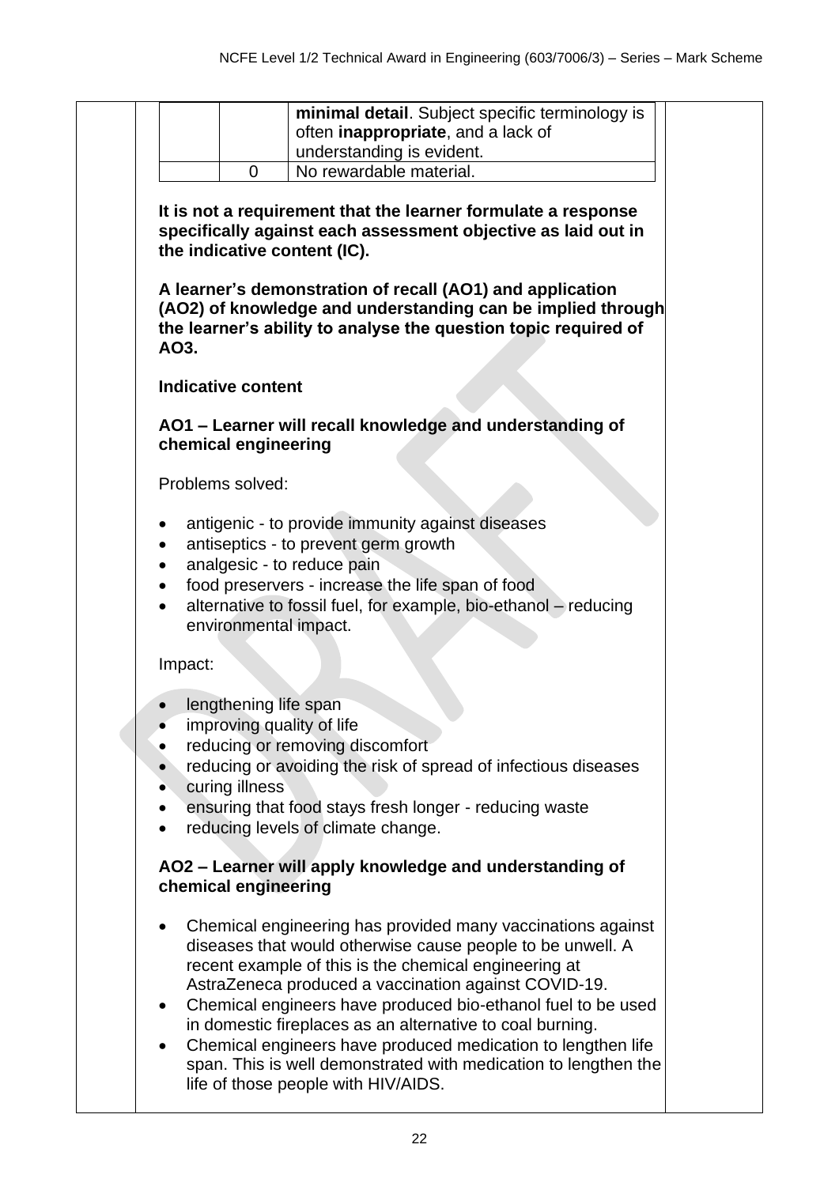|  |  | **minimal detail**. Subject specific terminology is often **inappropriate**, and a lack of understanding is evident. |
| --- | --- | --- |
|  | 0 | No rewardable material. |

**It is not a requirement that the learner formulate a response specifically against each assessment objective as laid out in the indicative content (IC).**

**A learner's demonstration of recall (AO1) and application (AO2) of knowledge and understanding can be implied through the learner's ability to analyse the question topic required of AO3.**

**Indicative content**

**AO1 – Learner will recall knowledge and understanding of chemical engineering**

Problems solved:

- antigenic - to provide immunity against diseases
- antiseptics - to prevent germ growth
- analgesic - to reduce pain
- food preservers - increase the life span of food
- alternative to fossil fuel, for example, bio-ethanol – reducing environmental impact.

Impact:

- lengthening life span
- improving quality of life
- reducing or removing discomfort
- reducing or avoiding the risk of spread of infectious diseases
- curing illness
- ensuring that food stays fresh longer - reducing waste
- reducing levels of climate change.

**AO2 – Learner will apply knowledge and understanding of chemical engineering**

- Chemical engineering has provided many vaccinations against diseases that would otherwise cause people to be unwell. A recent example of this is the chemical engineering at AstraZeneca produced a vaccination against COVID-19.
- Chemical engineers have produced bio-ethanol fuel to be used in domestic fireplaces as an alternative to coal burning.
- Chemical engineers have produced medication to lengthen life span. This is well demonstrated with medication to lengthen the life of those people with HIV/AIDS.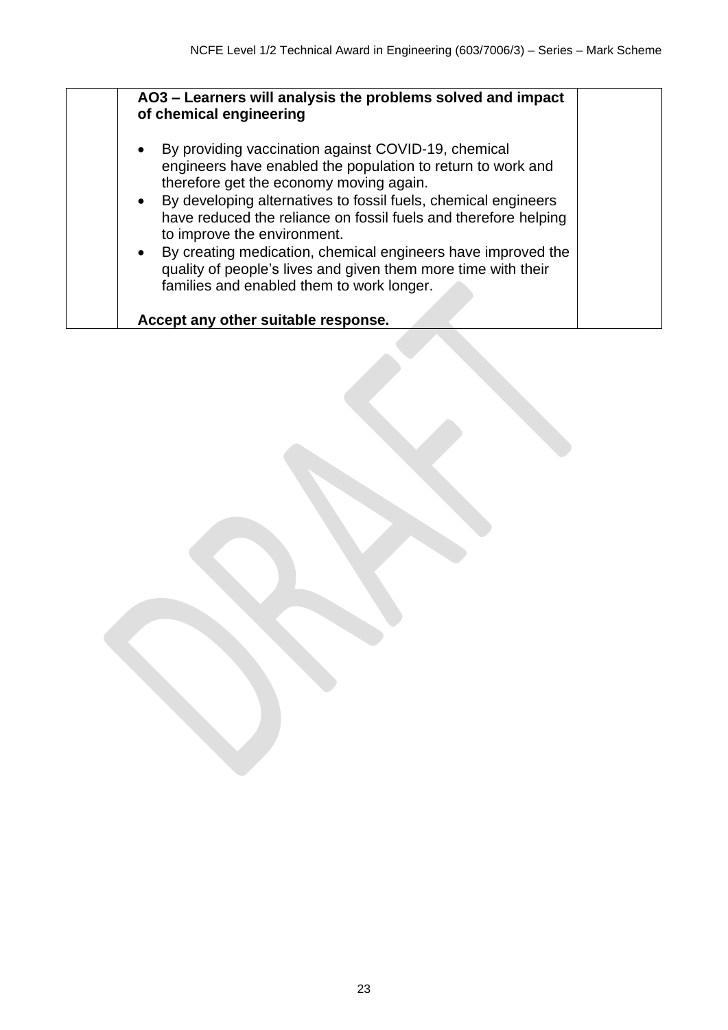| | | |
|---|---|---|
| | **AO3 – Learners will analysis the problems solved and impact of chemical engineering**<br><br>• By providing vaccination against COVID-19, chemical engineers have enabled the population to return to work and therefore get the economy moving again.<br>• By developing alternatives to fossil fuels, chemical engineers have reduced the reliance on fossil fuels and therefore helping to improve the environment.<br>• By creating medication, chemical engineers have improved the quality of people's lives and given them more time with their families and enabled them to work longer.<br><br>**Accept any other suitable response.** | |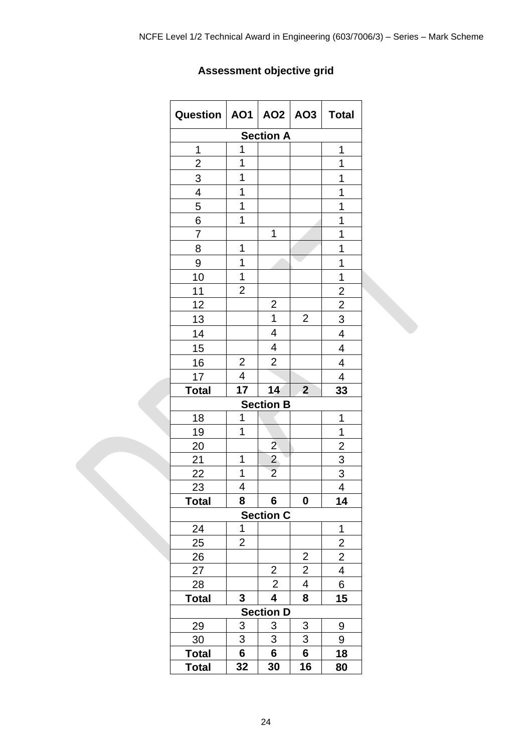## Assessment objective grid

| Question | AO1 | AO2 | AO3 | Total |
|---|---|---|---|---|
| **Section A** | | | | |
| 1 | 1 | | | 1 |
| 2 | 1 | | | 1 |
| 3 | 1 | | | 1 |
| 4 | 1 | | | 1 |
| 5 | 1 | | | 1 |
| 6 | 1 | | | 1 |
| 7 | | 1 | | 1 |
| 8 | 1 | | | 1 |
| 9 | 1 | | | 1 |
| 10 | 1 | | | 1 |
| 11 | 2 | | | 2 |
| 12 | | 2 | | 2 |
| 13 | | 1 | 2 | 3 |
| 14 | | 4 | | 4 |
| 15 | | 4 | | 4 |
| 16 | 2 | 2 | | 4 |
| 17 | 4 | | | 4 |
| **Total** | **17** | **14** | **2** | **33** |
| **Section B** | | | | |
| 18 | 1 | | | 1 |
| 19 | 1 | | | 1 |
| 20 | | 2 | | 2 |
| 21 | 1 | 2 | | 3 |
| 22 | 1 | 2 | | 3 |
| 23 | 4 | | | 4 |
| **Total** | **8** | **6** | **0** | **14** |
| **Section C** | | | | |
| 24 | 1 | | | 1 |
| 25 | 2 | | | 2 |
| 26 | | | 2 | 2 |
| 27 | | 2 | 2 | 4 |
| 28 | | 2 | 4 | 6 |
| **Total** | **3** | **4** | **8** | **15** |
| **Section D** | | | | |
| 29 | 3 | 3 | 3 | 9 |
| 30 | 3 | 3 | 3 | 9 |
| **Total** | **6** | **6** | **6** | **18** |
| **Total** | **32** | **30** | **16** | **80** |